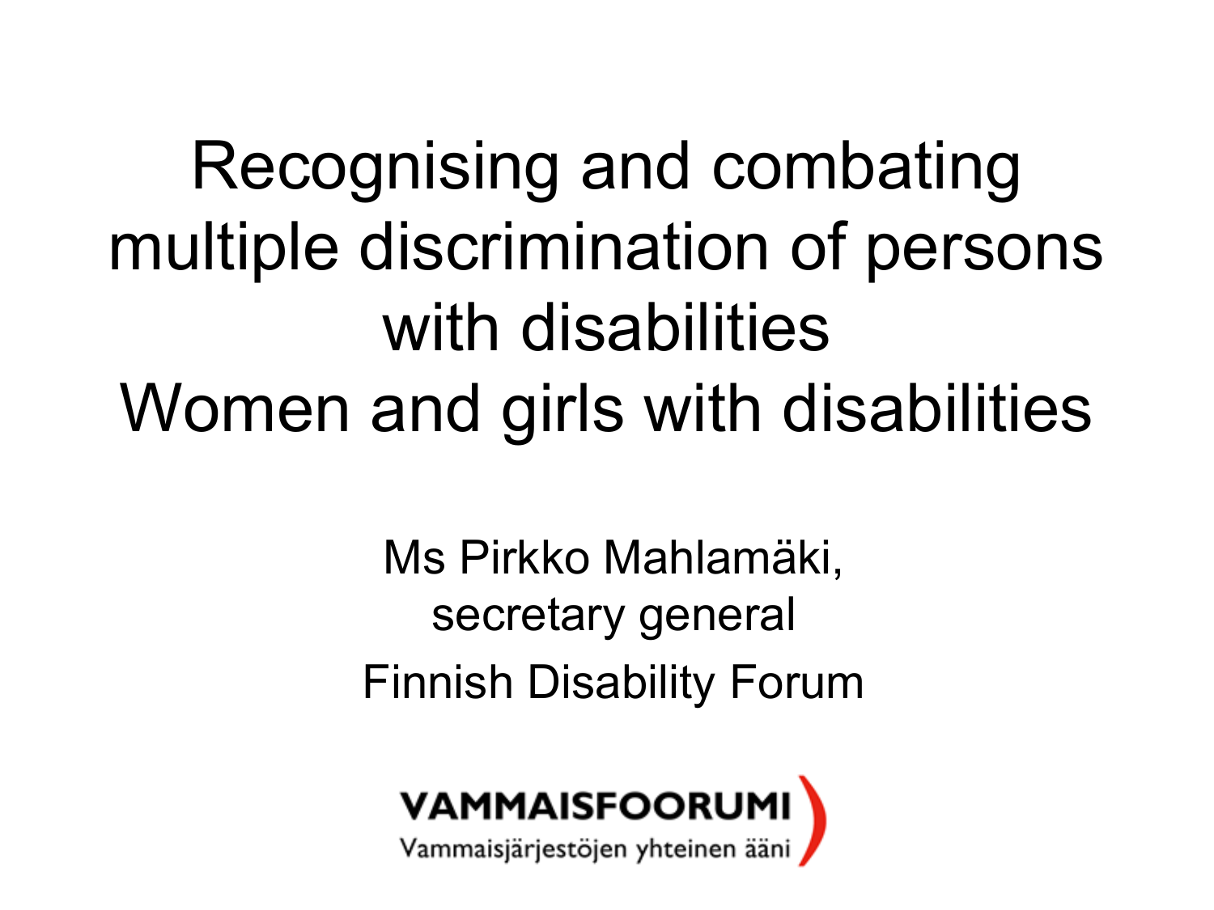# Recognising and combating multiple discrimination of persons with disabilities

# Women and girls with disabilities

Ms Pirkko Mahlamäki,
secretary general

Finnish Disability Forum

VAMMAISFOORUMI
Vammaisjärjestöjen yhteinen ääni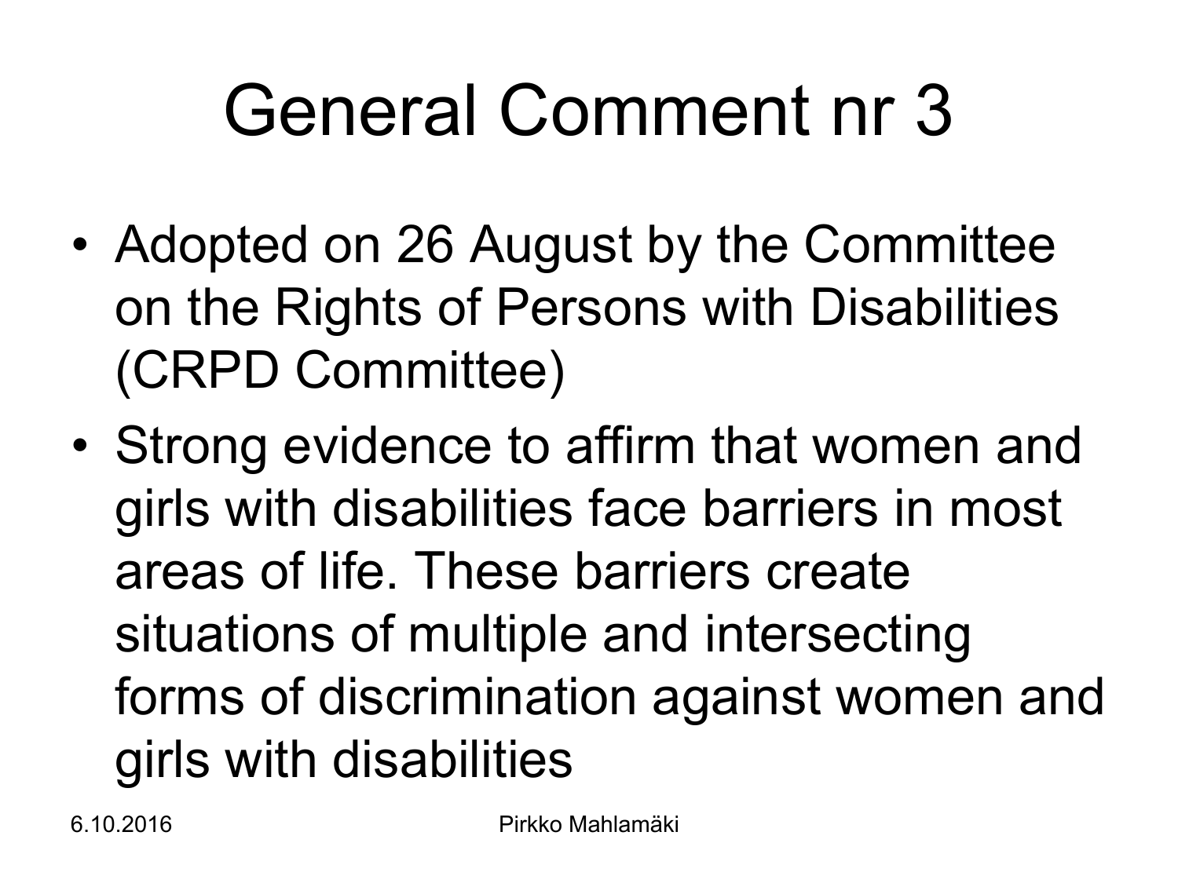# General Comment nr 3

- Adopted on 26 August by the Committee on the Rights of Persons with Disabilities (CRPD Committee)
- Strong evidence to affirm that women and girls with disabilities face barriers in most areas of life. These barriers create situations of multiple and intersecting forms of discrimination against women and girls with disabilities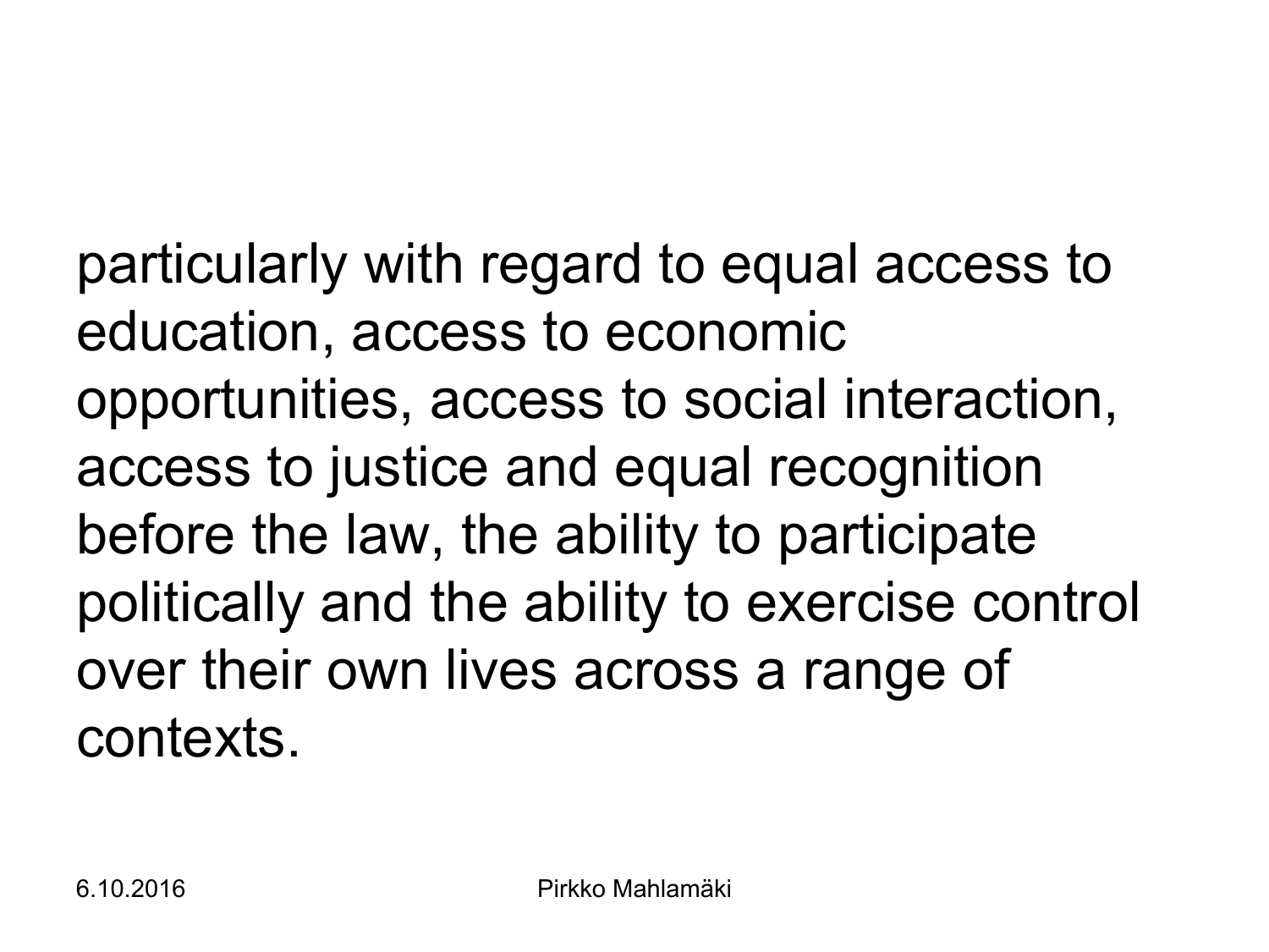particularly with regard to equal access to education, access to economic opportunities, access to social interaction, access to justice and equal recognition before the law, the ability to participate politically and the ability to exercise control over their own lives across a range of contexts.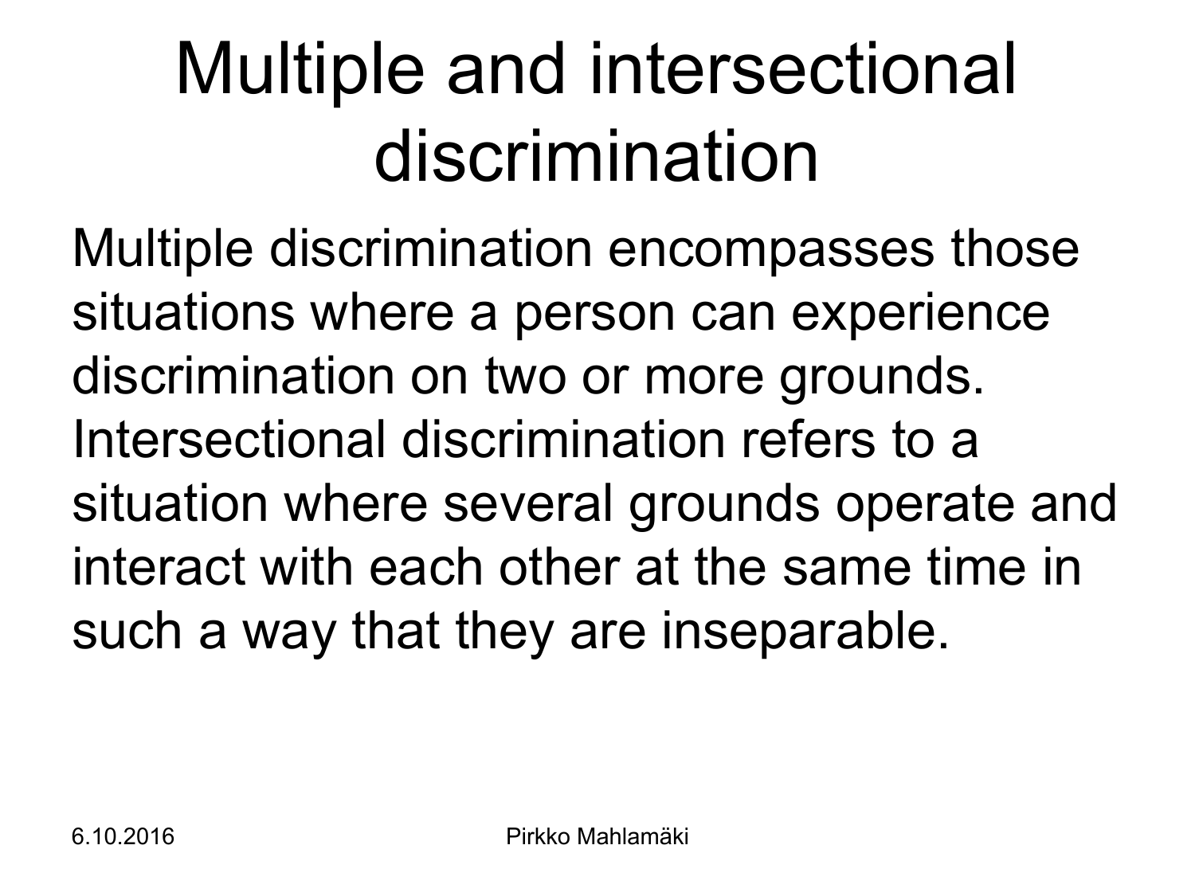# Multiple and intersectional discrimination

Multiple discrimination encompasses those situations where a person can experience discrimination on two or more grounds. Intersectional discrimination refers to a situation where several grounds operate and interact with each other at the same time in such a way that they are inseparable.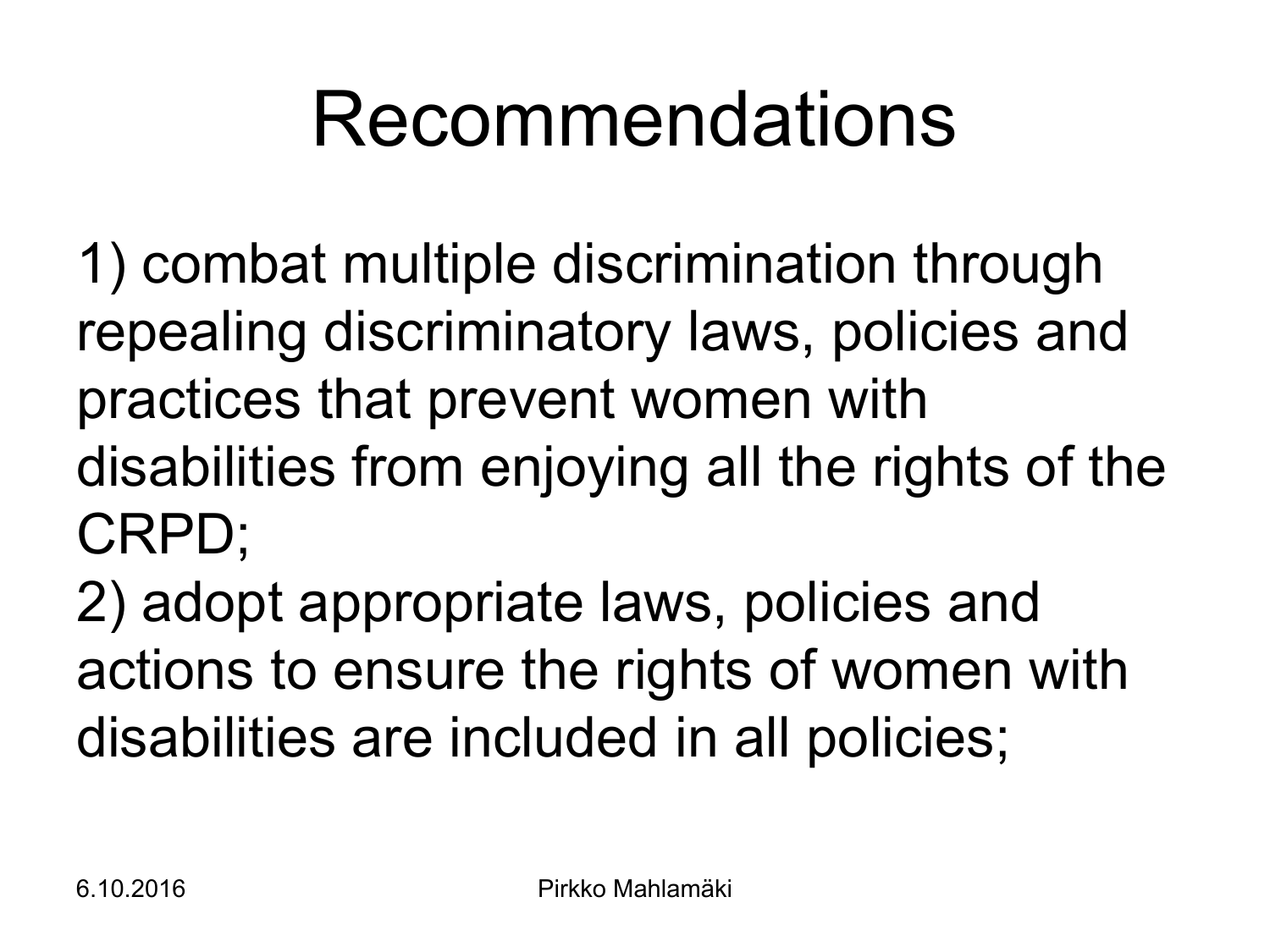# Recommendations

1) combat multiple discrimination through repealing discriminatory laws, policies and practices that prevent women with disabilities from enjoying all the rights of the CRPD;

2) adopt appropriate laws, policies and actions to ensure the rights of women with disabilities are included in all policies;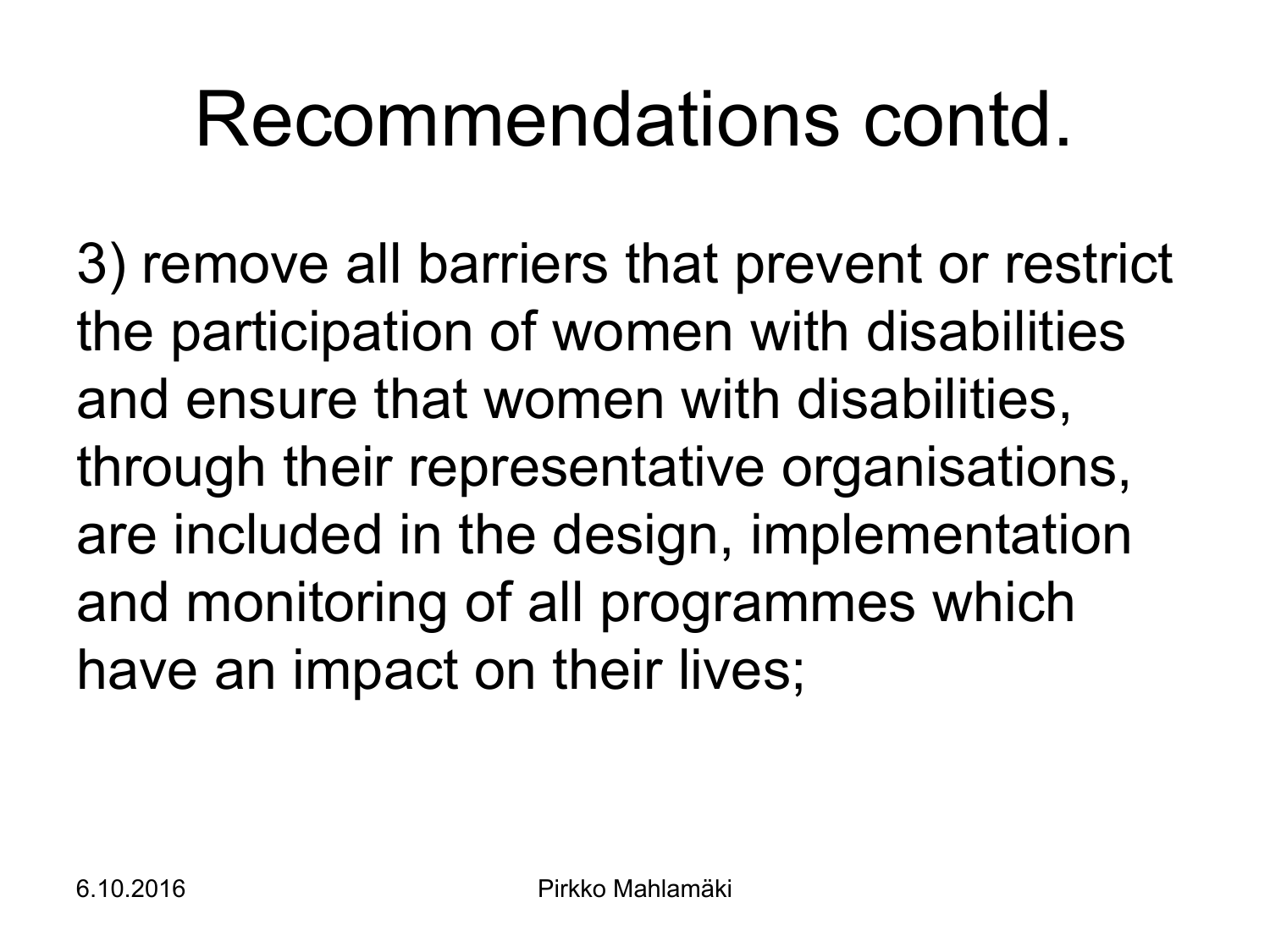# Recommendations contd.

3) remove all barriers that prevent or restrict the participation of women with disabilities and ensure that women with disabilities, through their representative organisations, are included in the design, implementation and monitoring of all programmes which have an impact on their lives;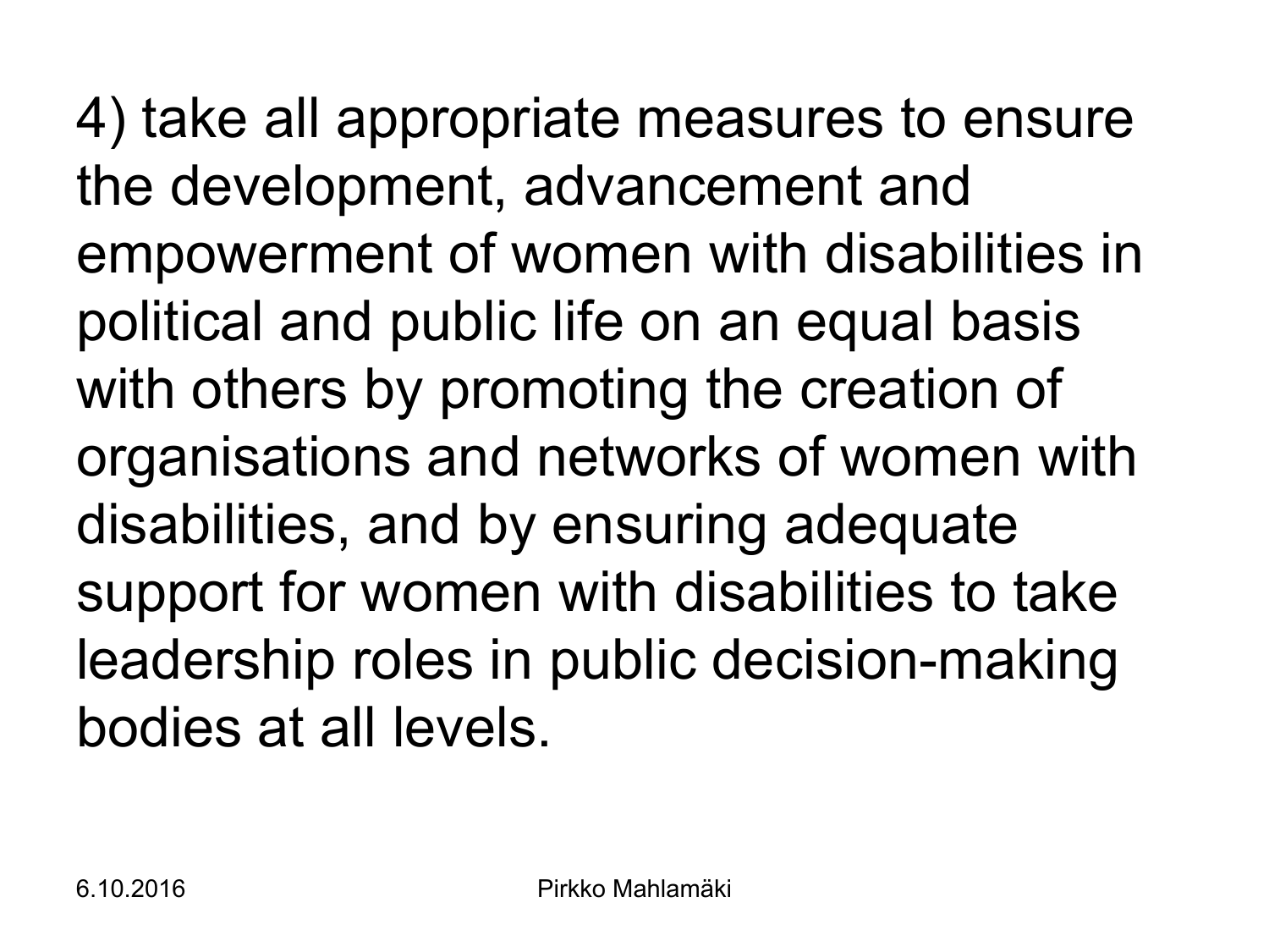4) take all appropriate measures to ensure the development, advancement and empowerment of women with disabilities in political and public life on an equal basis with others by promoting the creation of organisations and networks of women with disabilities, and by ensuring adequate support for women with disabilities to take leadership roles in public decision-making bodies at all levels.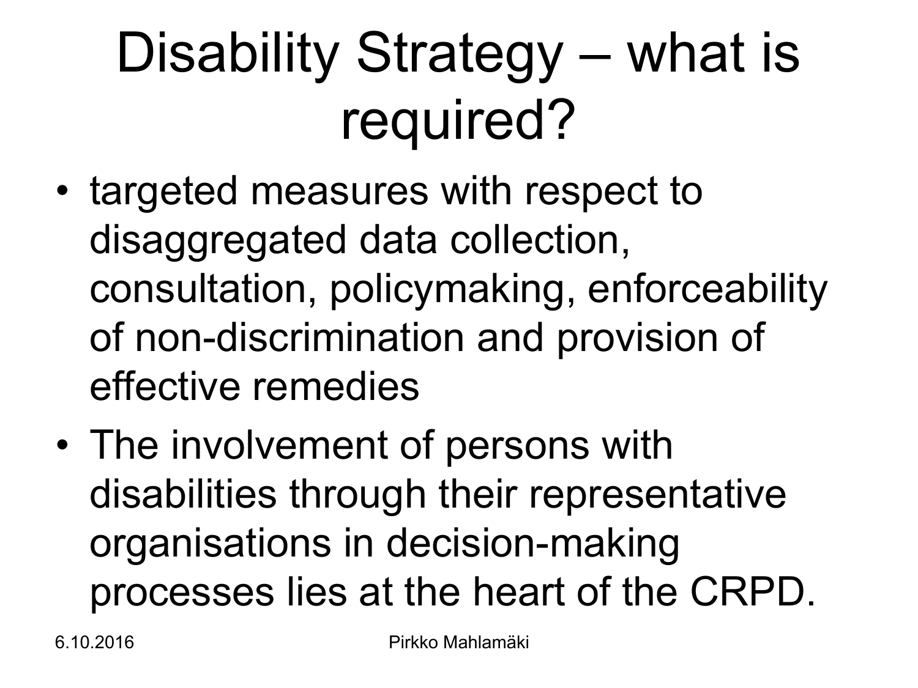# Disability Strategy – what is required?

- targeted measures with respect to disaggregated data collection, consultation, policymaking, enforceability of non-discrimination and provision of effective remedies
- The involvement of persons with disabilities through their representative organisations in decision-making processes lies at the heart of the CRPD.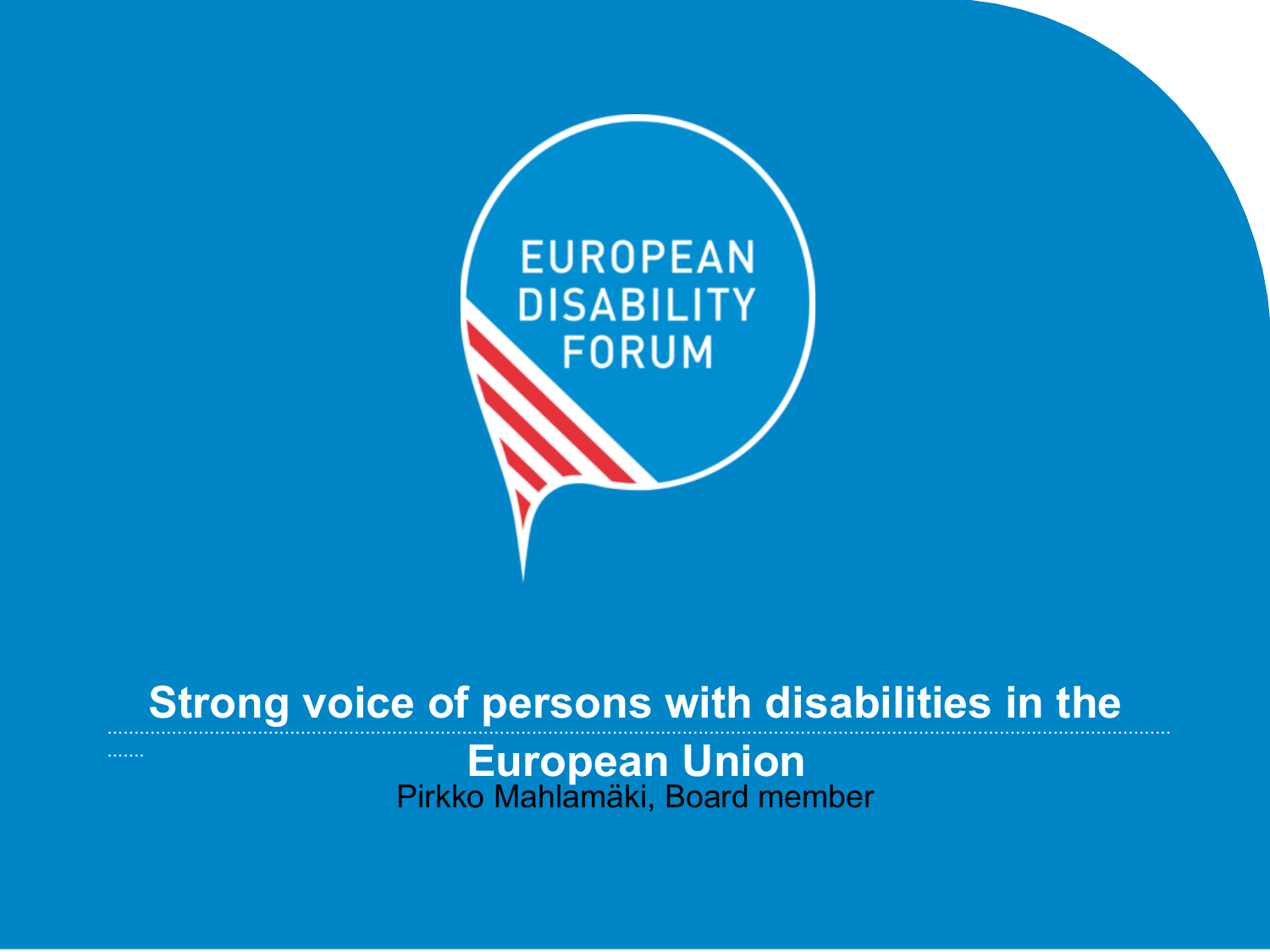EUROPEAN DISABILITY FORUM

# Strong voice of persons with disabilities in the European Union

Pirkko Mahlamäki, Board member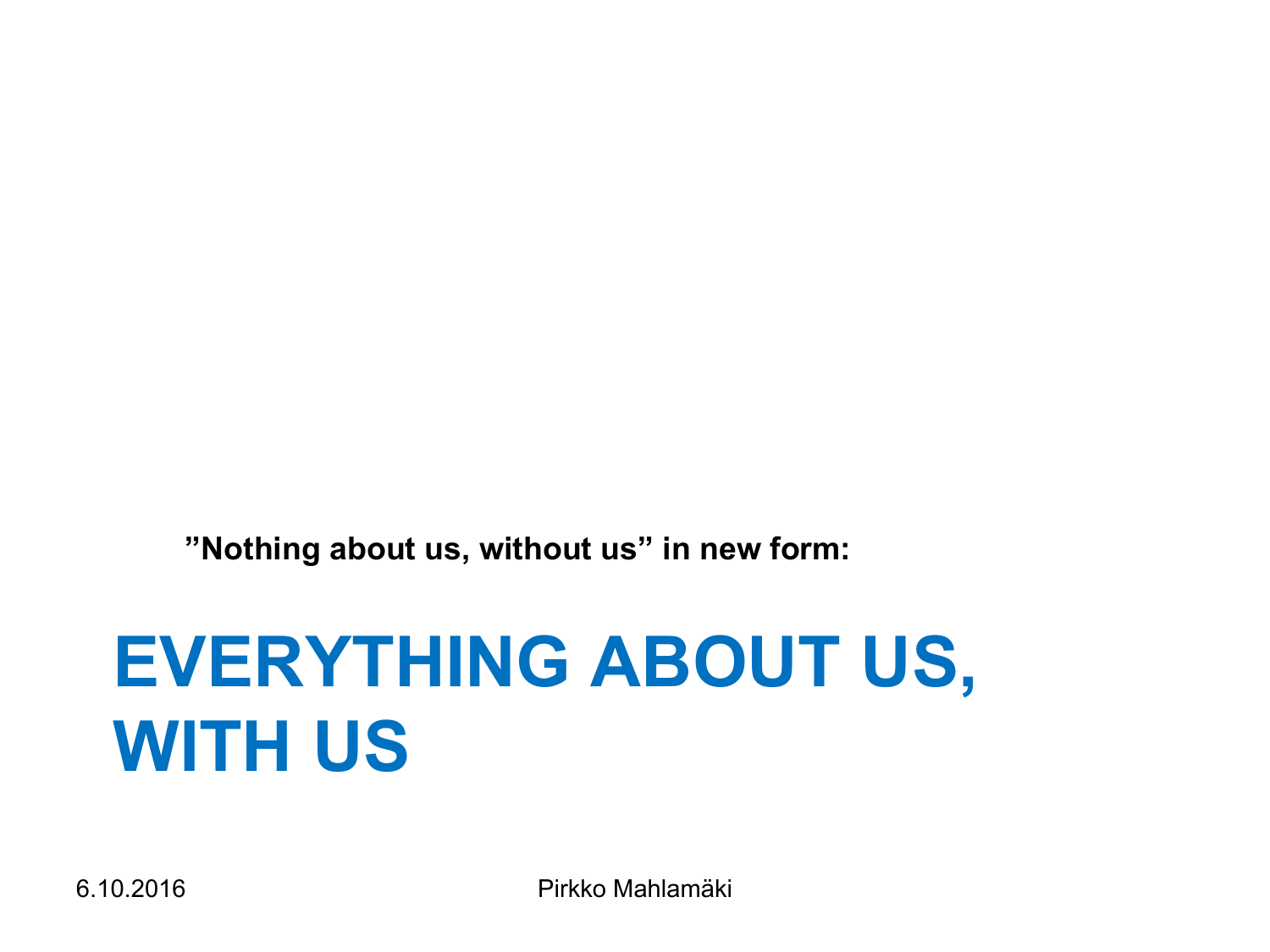**”Nothing about us, without us” in new form:**

# EVERYTHING ABOUT US, WITH US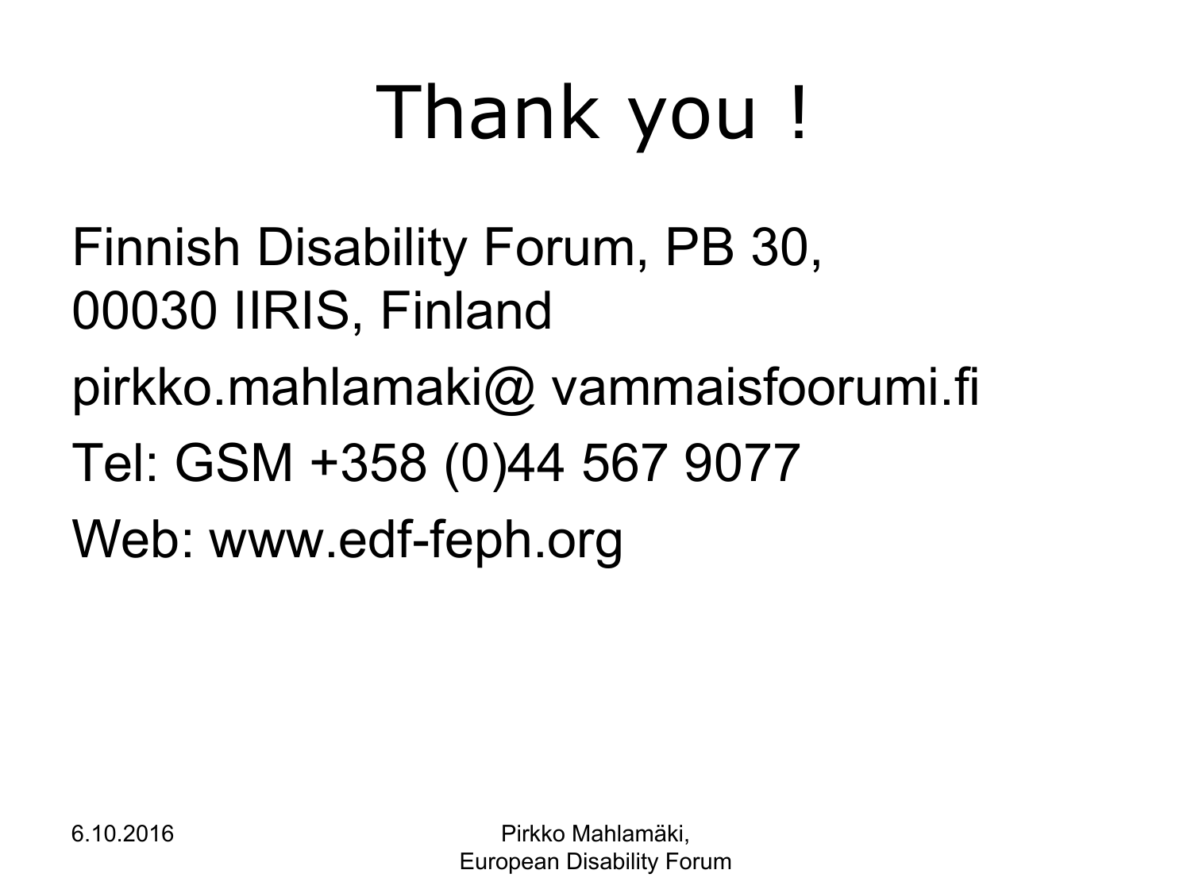# Thank you !

Finnish Disability Forum, PB 30,
00030 IIRIS, Finland

pirkko.mahlamaki@ vammaisfoorumi.fi

Tel: GSM +358 (0)44 567 9077

Web: www.edf-feph.org